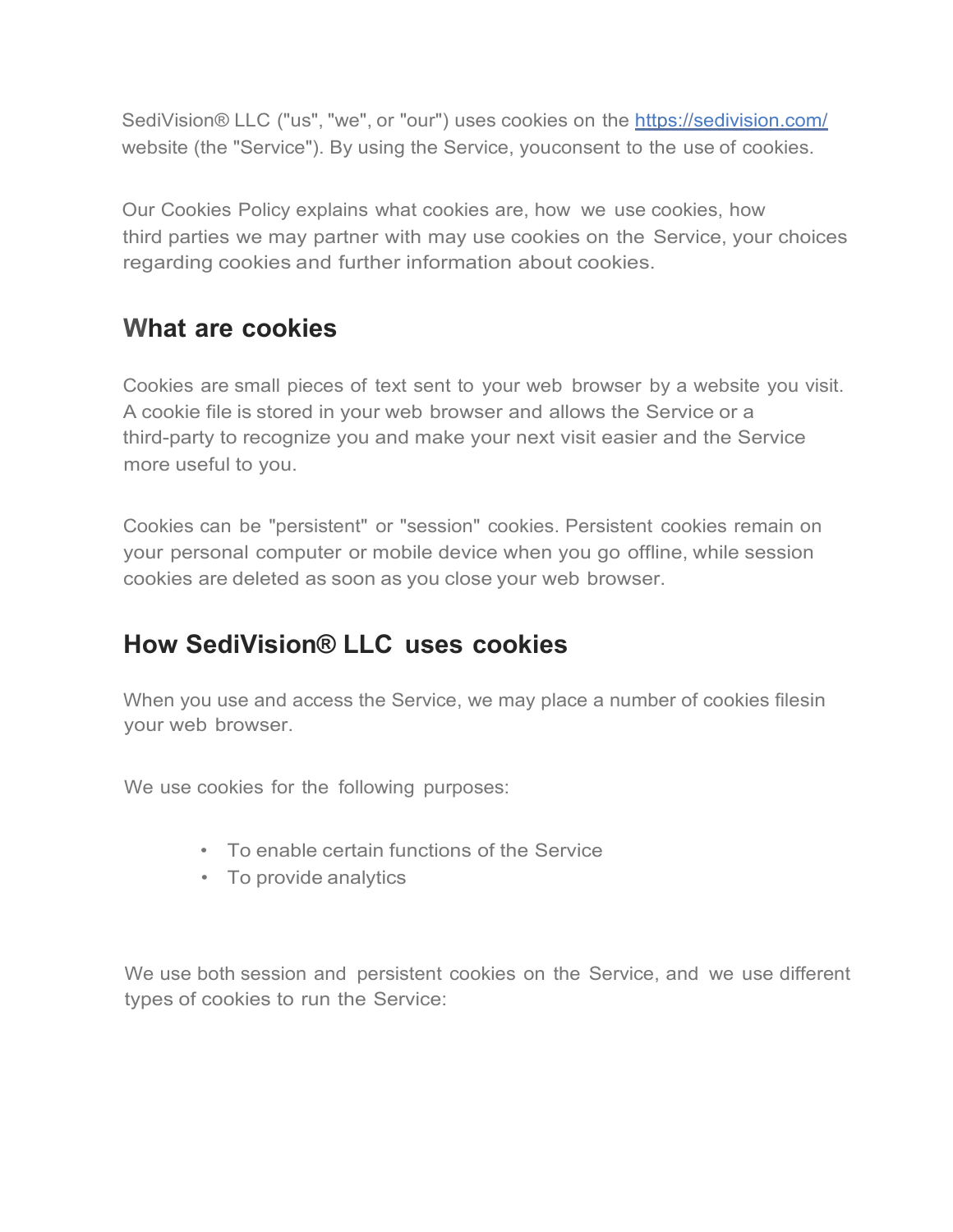SediVision® LLC ("us", "we", or "our") uses cookies on the [https://sedivision.com/](https://sedivision.com/) website (the "Service"). By using the Service, youconsent to the use of cookies.

Our Cookies Policy explains what cookies are, how we use cookies, how third parties we may partner with may use cookies on the Service, your choices regarding cookies and further information about cookies.

## What are cookies

Cookies are small pieces of text sent to your web browser by a website you visit. A cookie file is stored in your web browser and allows the Service or a third-party to recognize you and make your next visit easier and the Service more useful to you.

Cookies can be "persistent" or "session" cookies. Persistent cookies remain on your personal computer or mobile device when you go offline, while session cookies are deleted as soon as you close your web browser.

## How SediVision® LLC uses cookies

When you use and access the Service, we may place a number of cookies filesin your web browser.

We use cookies for the following purposes:

- To enable certain functions of the Service
- To provide analytics

We use both session and persistent cookies on the Service, and we use different types of cookies to run the Service: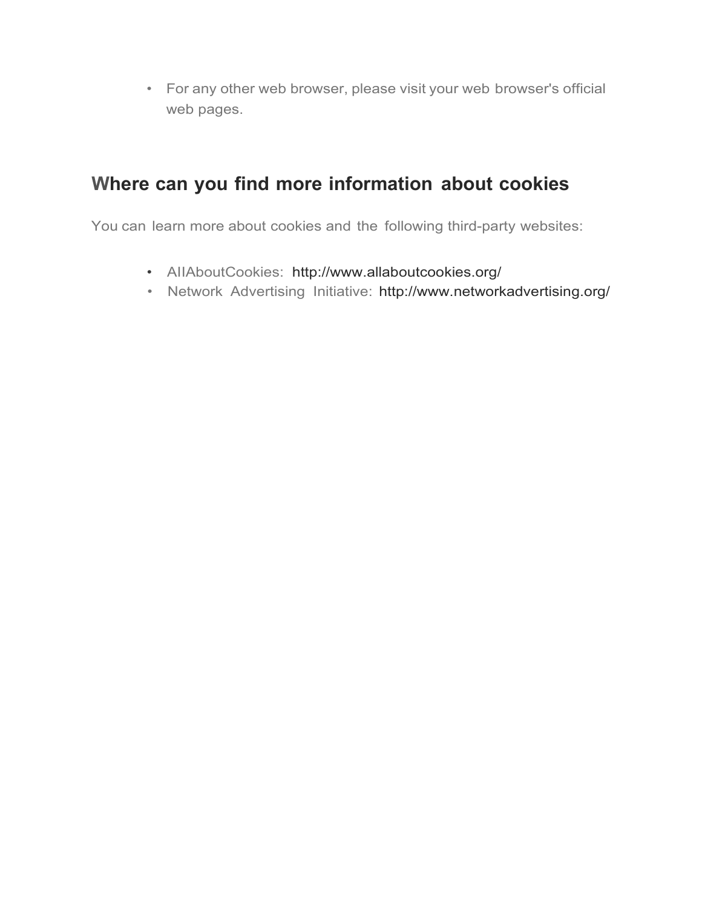- For any other web browser, please visit your web browser's official web pages.

## Where can you find more information about cookies

You can learn more about cookies and the following third-party websites:

- AllAboutCookies: http://www.allaboutcookies.org/
- Network Advertising Initiative: http://www.networkadvertising.org/